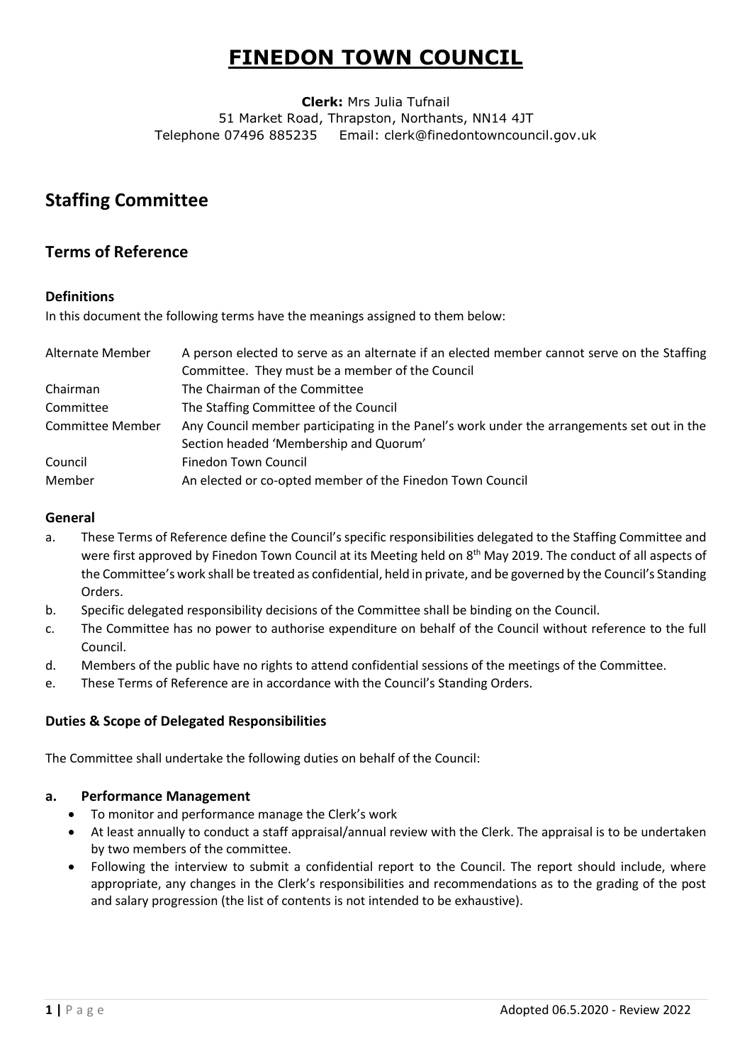# FINEDON TOWN COUNCIL

**Clerk:** Mrs Julia Tufnail
51 Market Road, Thrapston, Northants, NN14 4JT
Telephone 07496 885235 Email: clerk@finedontowncouncil.gov.uk

## Staffing Committee

### Terms of Reference

#### Definitions

In this document the following terms have the meanings assigned to them below:

| | |
|---|---|
| Alternate Member | A person elected to serve as an alternate if an elected member cannot serve on the Staffing Committee. They must be a member of the Council |
| Chairman | The Chairman of the Committee |
| Committee | The Staffing Committee of the Council |
| Committee Member | Any Council member participating in the Panel's work under the arrangements set out in the Section headed 'Membership and Quorum' |
| Council | Finedon Town Council |
| Member | An elected or co-opted member of the Finedon Town Council |

#### General

a. These Terms of Reference define the Council's specific responsibilities delegated to the Staffing Committee and were first approved by Finedon Town Council at its Meeting held on 8th May 2019. The conduct of all aspects of the Committee's work shall be treated as confidential, held in private, and be governed by the Council's Standing Orders.
b. Specific delegated responsibility decisions of the Committee shall be binding on the Council.
c. The Committee has no power to authorise expenditure on behalf of the Council without reference to the full Council.
d. Members of the public have no rights to attend confidential sessions of the meetings of the Committee.
e. These Terms of Reference are in accordance with the Council's Standing Orders.

#### Duties & Scope of Delegated Responsibilities

The Committee shall undertake the following duties on behalf of the Council:

**a. Performance Management**

- To monitor and performance manage the Clerk's work
- At least annually to conduct a staff appraisal/annual review with the Clerk. The appraisal is to be undertaken by two members of the committee.
- Following the interview to submit a confidential report to the Council. The report should include, where appropriate, any changes in the Clerk's responsibilities and recommendations as to the grading of the post and salary progression (the list of contents is not intended to be exhaustive).

Adopted 06.5.2020 - Review 2022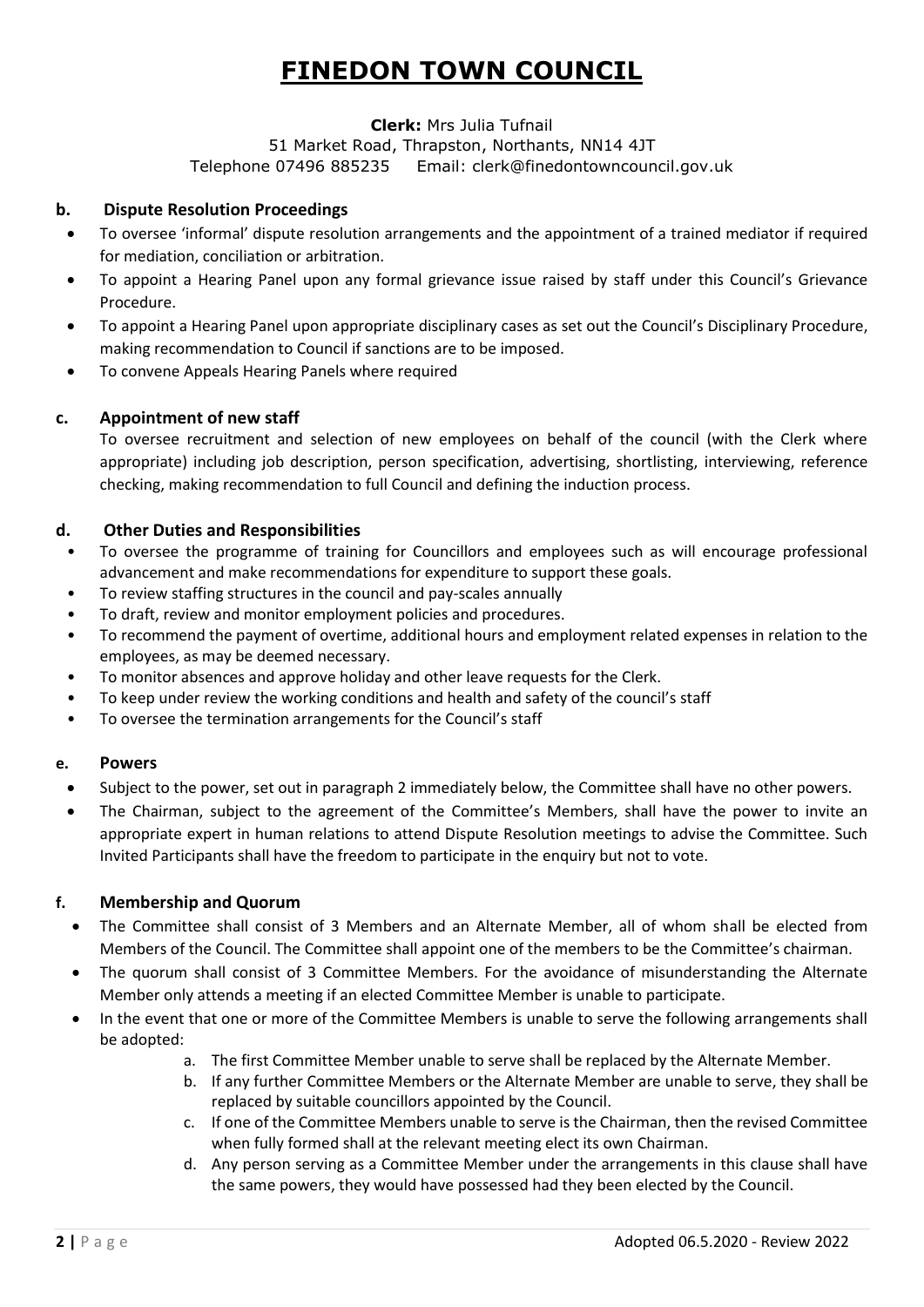# FINEDON TOWN COUNCIL

**Clerk:** Mrs Julia Tufnail
51 Market Road, Thrapston, Northants, NN14 4JT
Telephone 07496 885235 Email: clerk@finedontowncouncil.gov.uk

### b. Dispute Resolution Proceedings

- To oversee 'informal' dispute resolution arrangements and the appointment of a trained mediator if required for mediation, conciliation or arbitration.
- To appoint a Hearing Panel upon any formal grievance issue raised by staff under this Council's Grievance Procedure.
- To appoint a Hearing Panel upon appropriate disciplinary cases as set out the Council's Disciplinary Procedure, making recommendation to Council if sanctions are to be imposed.
- To convene Appeals Hearing Panels where required

### c. Appointment of new staff

To oversee recruitment and selection of new employees on behalf of the council (with the Clerk where appropriate) including job description, person specification, advertising, shortlisting, interviewing, reference checking, making recommendation to full Council and defining the induction process.

### d. Other Duties and Responsibilities

- To oversee the programme of training for Councillors and employees such as will encourage professional advancement and make recommendations for expenditure to support these goals.
- To review staffing structures in the council and pay-scales annually
- To draft, review and monitor employment policies and procedures.
- To recommend the payment of overtime, additional hours and employment related expenses in relation to the employees, as may be deemed necessary.
- To monitor absences and approve holiday and other leave requests for the Clerk.
- To keep under review the working conditions and health and safety of the council's staff
- To oversee the termination arrangements for the Council's staff

### e. Powers

- Subject to the power, set out in paragraph 2 immediately below, the Committee shall have no other powers.
- The Chairman, subject to the agreement of the Committee's Members, shall have the power to invite an appropriate expert in human relations to attend Dispute Resolution meetings to advise the Committee. Such Invited Participants shall have the freedom to participate in the enquiry but not to vote.

### f. Membership and Quorum

- The Committee shall consist of 3 Members and an Alternate Member, all of whom shall be elected from Members of the Council. The Committee shall appoint one of the members to be the Committee's chairman.
- The quorum shall consist of 3 Committee Members. For the avoidance of misunderstanding the Alternate Member only attends a meeting if an elected Committee Member is unable to participate.
- In the event that one or more of the Committee Members is unable to serve the following arrangements shall be adopted:
    a. The first Committee Member unable to serve shall be replaced by the Alternate Member.
    b. If any further Committee Members or the Alternate Member are unable to serve, they shall be replaced by suitable councillors appointed by the Council.
    c. If one of the Committee Members unable to serve is the Chairman, then the revised Committee when fully formed shall at the relevant meeting elect its own Chairman.
    d. Any person serving as a Committee Member under the arrangements in this clause shall have the same powers, they would have possessed had they been elected by the Council.

Adopted 06.5.2020 - Review 2022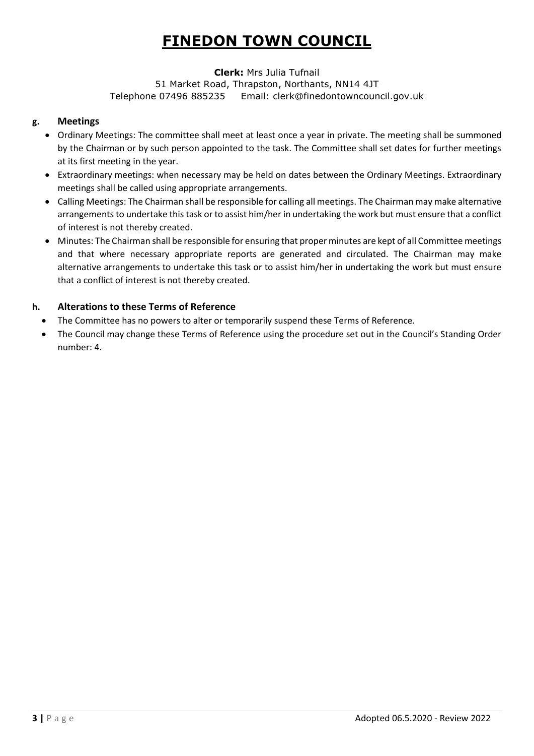# FINEDON TOWN COUNCIL

**Clerk:** Mrs Julia Tufnail
51 Market Road, Thrapston, Northants, NN14 4JT
Telephone 07496 885235 Email: clerk@finedontowncouncil.gov.uk

### g. Meetings

- Ordinary Meetings: The committee shall meet at least once a year in private. The meeting shall be summoned by the Chairman or by such person appointed to the task. The Committee shall set dates for further meetings at its first meeting in the year.
- Extraordinary meetings: when necessary may be held on dates between the Ordinary Meetings. Extraordinary meetings shall be called using appropriate arrangements.
- Calling Meetings: The Chairman shall be responsible for calling all meetings. The Chairman may make alternative arrangements to undertake this task or to assist him/her in undertaking the work but must ensure that a conflict of interest is not thereby created.
- Minutes: The Chairman shall be responsible for ensuring that proper minutes are kept of all Committee meetings and that where necessary appropriate reports are generated and circulated. The Chairman may make alternative arrangements to undertake this task or to assist him/her in undertaking the work but must ensure that a conflict of interest is not thereby created.

### h. Alterations to these Terms of Reference

- The Committee has no powers to alter or temporarily suspend these Terms of Reference.
- The Council may change these Terms of Reference using the procedure set out in the Council's Standing Order number: 4.

Adopted 06.5.2020 - Review 2022